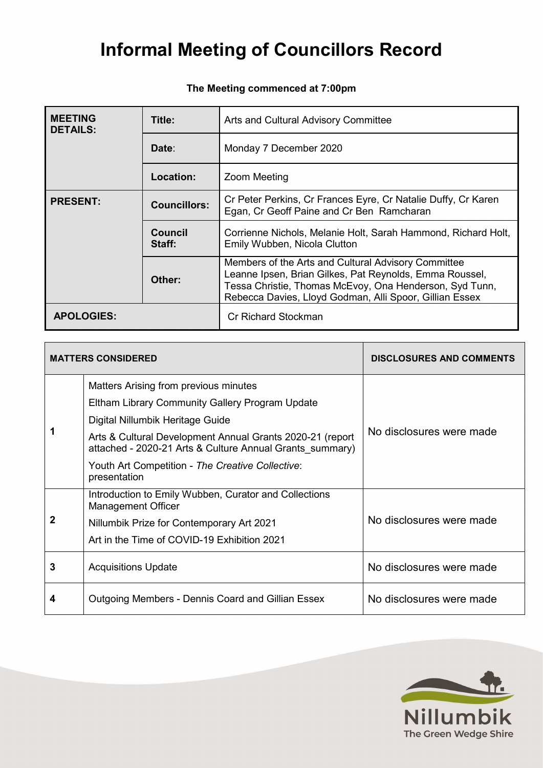# Informal Meeting of Councillors Record

**The Meeting commenced at 7:00pm**

| | | |
|---|---|---|
| **MEETING DETAILS:** | **Title:** | Arts and Cultural Advisory Committee |
| | **Date**: | Monday 7 December 2020 |
| | **Location:** | Zoom Meeting |
| **PRESENT:** | **Councillors:** | Cr Peter Perkins, Cr Frances Eyre, Cr Natalie Duffy, Cr Karen Egan, Cr Geoff Paine and Cr Ben Ramcharan |
| | **Council Staff:** | Corrienne Nichols, Melanie Holt, Sarah Hammond, Richard Holt, Emily Wubben, Nicola Clutton |
| | **Other:** | Members of the Arts and Cultural Advisory Committee Leanne Ipsen, Brian Gilkes, Pat Reynolds, Emma Roussel, Tessa Christie, Thomas McEvoy, Ona Henderson, Syd Tunn, Rebecca Davies, Lloyd Godman, Alli Spoor, Gillian Essex |
| **APOLOGIES:** | | Cr Richard Stockman |

| **MATTERS CONSIDERED** | | **DISCLOSURES AND COMMENTS** |
|---|---|---|
| **1** | Matters Arising from previous minutes<br>Eltham Library Community Gallery Program Update<br>Digital Nillumbik Heritage Guide<br>Arts & Cultural Development Annual Grants 2020-21 (report attached - 2020-21 Arts & Culture Annual Grants_summary)<br>Youth Art Competition - *The Creative Collective*: presentation | No disclosures were made |
| **2** | Introduction to Emily Wubben, Curator and Collections Management Officer<br>Nillumbik Prize for Contemporary Art 2021<br>Art in the Time of COVID-19 Exhibition 2021 | No disclosures were made |
| **3** | Acquisitions Update | No disclosures were made |
| **4** | Outgoing Members - Dennis Coard and Gillian Essex | No disclosures were made |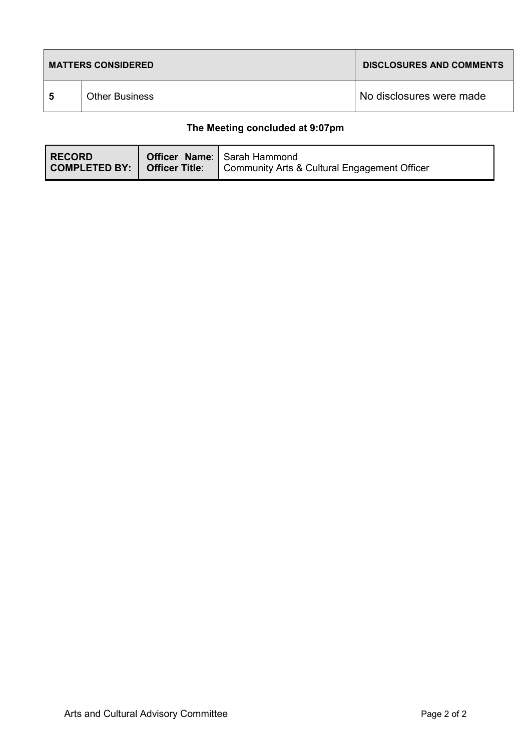| MATTERS CONSIDERED | | DISCLOSURES AND COMMENTS |
|---|---|---|
| 5 | Other Business | No disclosures were made |

**The Meeting concluded at 9:07pm**

| RECORD COMPLETED BY: | Officer Name: | Sarah Hammond |
|---|---|---|
| | Officer Title: | Community Arts & Cultural Engagement Officer |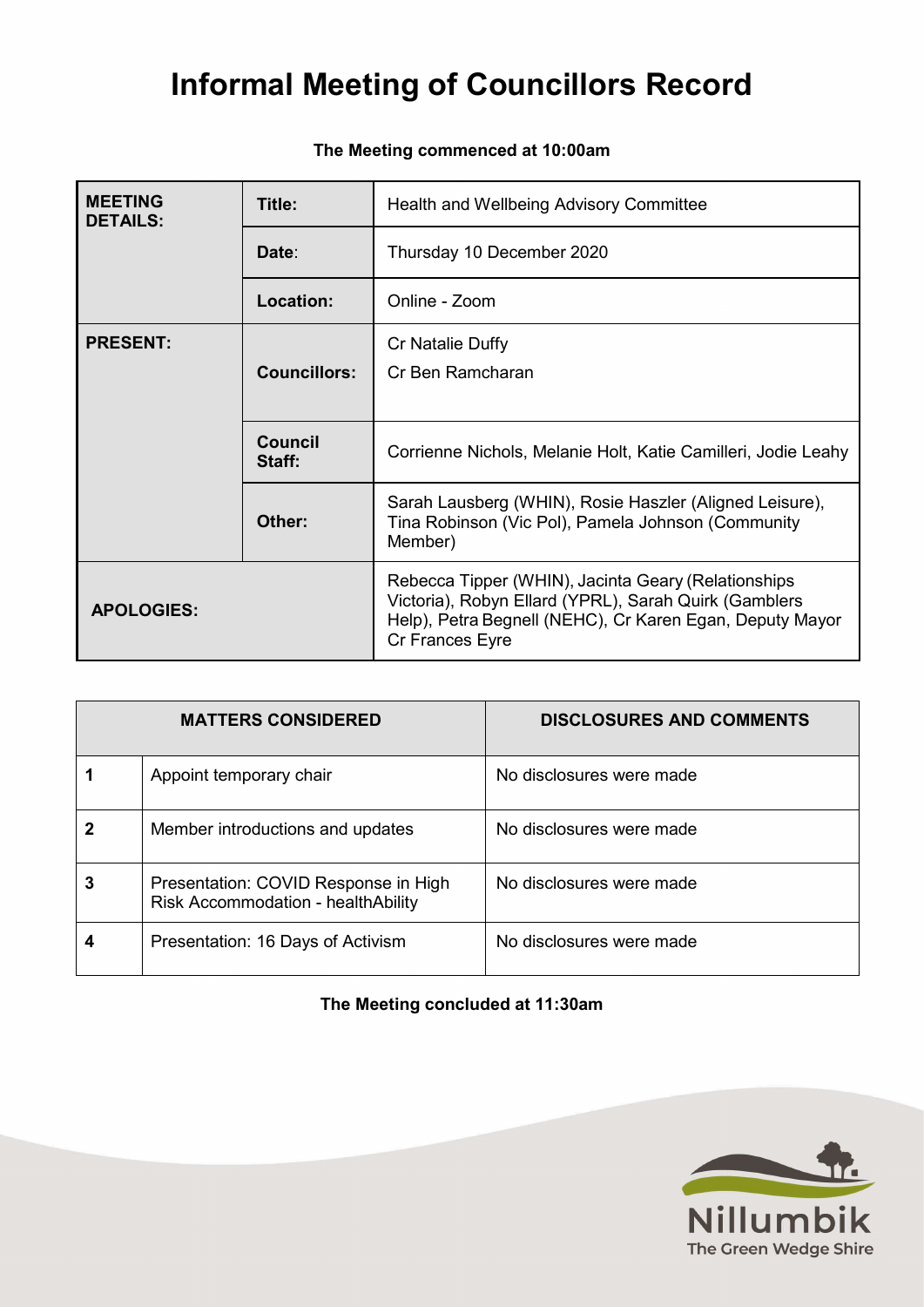# Informal Meeting of Councillors Record

**The Meeting commenced at 10:00am**

| | | |
|---|---|---|
| **MEETING DETAILS:** | **Title:** | Health and Wellbeing Advisory Committee |
| | **Date:** | Thursday 10 December 2020 |
| | **Location:** | Online - Zoom |
| **PRESENT:** | **Councillors:** | Cr Natalie Duffy<br>Cr Ben Ramcharan |
| | **Council Staff:** | Corrienne Nichols, Melanie Holt, Katie Camilleri, Jodie Leahy |
| | **Other:** | Sarah Lausberg (WHIN), Rosie Haszler (Aligned Leisure), Tina Robinson (Vic Pol), Pamela Johnson (Community Member) |
| **APOLOGIES:** | | Rebecca Tipper (WHIN), Jacinta Geary (Relationships Victoria), Robyn Ellard (YPRL), Sarah Quirk (Gamblers Help), Petra Begnell (NEHC), Cr Karen Egan, Deputy Mayor Cr Frances Eyre |

| **MATTERS CONSIDERED** | | **DISCLOSURES AND COMMENTS** |
|---|---|---|
| **1** | Appoint temporary chair | No disclosures were made |
| **2** | Member introductions and updates | No disclosures were made |
| **3** | Presentation: COVID Response in High Risk Accommodation - healthAbility | No disclosures were made |
| **4** | Presentation: 16 Days of Activism | No disclosures were made |

**The Meeting concluded at 11:30am**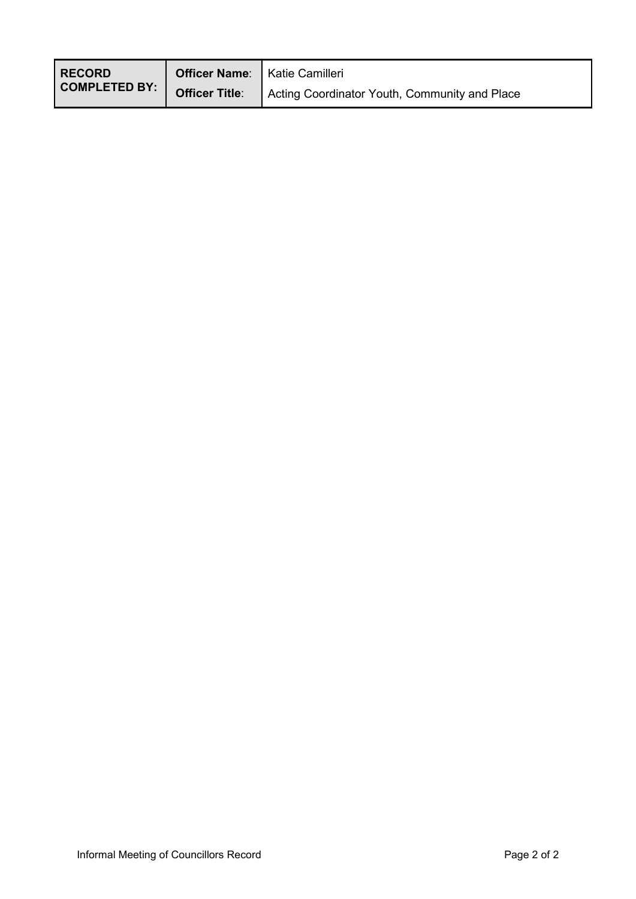| RECORD COMPLETED BY: | Officer Name: | Katie Camilleri |
| --- | --- | --- |
| | Officer Title: | Acting Coordinator Youth, Community and Place |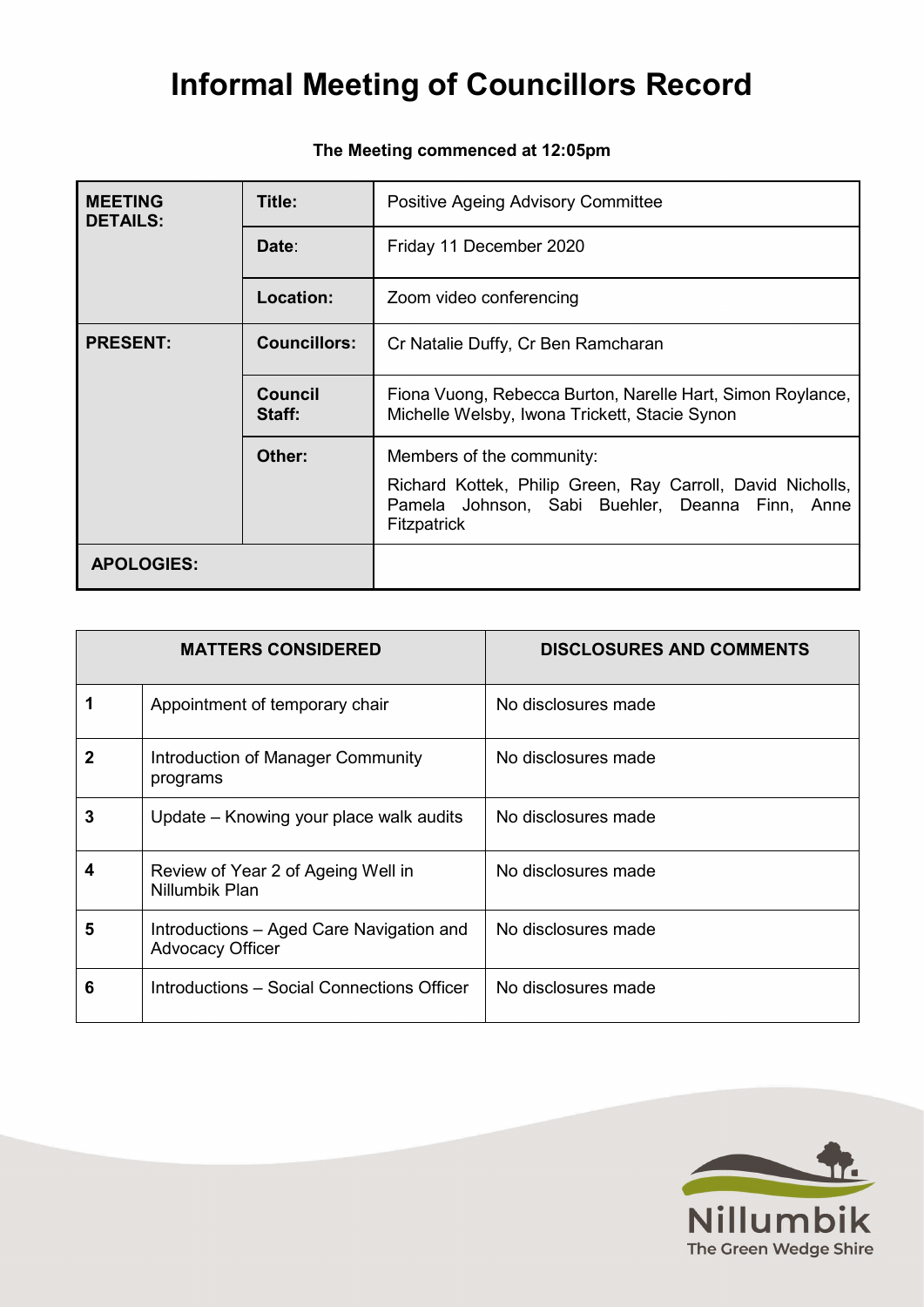# Informal Meeting of Councillors Record

**The Meeting commenced at 12:05pm**

| | | |
|---|---|---|
| **MEETING DETAILS:** | **Title:** | Positive Ageing Advisory Committee |
| | **Date**: | Friday 11 December 2020 |
| | **Location:** | Zoom video conferencing |
| **PRESENT:** | **Councillors:** | Cr Natalie Duffy, Cr Ben Ramcharan |
| | **Council Staff:** | Fiona Vuong, Rebecca Burton, Narelle Hart, Simon Roylance, Michelle Welsby, Iwona Trickett, Stacie Synon |
| | **Other:** | Members of the community:<br>Richard Kottek, Philip Green, Ray Carroll, David Nicholls, Pamela Johnson, Sabi Buehler, Deanna Finn, Anne Fitzpatrick |
| **APOLOGIES:** | | |

| MATTERS CONSIDERED | | DISCLOSURES AND COMMENTS |
|---|---|---|
| **1** | Appointment of temporary chair | No disclosures made |
| **2** | Introduction of Manager Community programs | No disclosures made |
| **3** | Update – Knowing your place walk audits | No disclosures made |
| **4** | Review of Year 2 of Ageing Well in Nillumbik Plan | No disclosures made |
| **5** | Introductions – Aged Care Navigation and Advocacy Officer | No disclosures made |
| **6** | Introductions – Social Connections Officer | No disclosures made |

Nillumbik
The Green Wedge Shire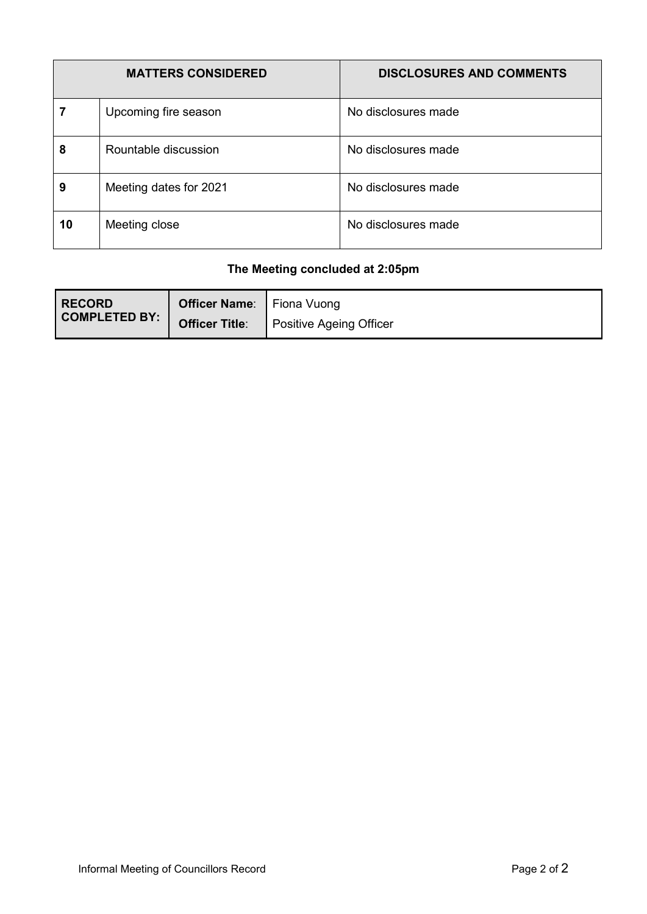| MATTERS CONSIDERED | | DISCLOSURES AND COMMENTS |
|---|---|---|
| **7** | Upcoming fire season | No disclosures made |
| **8** | Rountable discussion | No disclosures made |
| **9** | Meeting dates for 2021 | No disclosures made |
| **10** | Meeting close | No disclosures made |

**The Meeting concluded at 2:05pm**

| **RECORD COMPLETED BY:** | **Officer Name**: | Fiona Vuong |
|---|---|---|
| | **Officer Title**: | Positive Ageing Officer |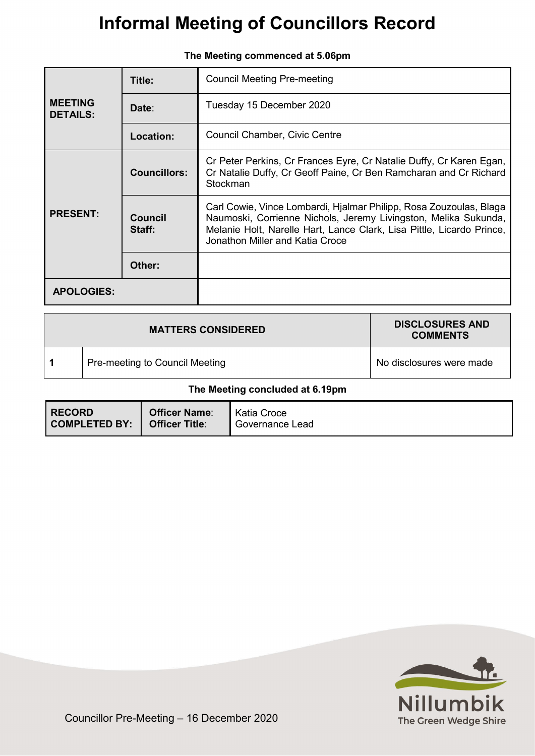# Informal Meeting of Councillors Record

**The Meeting commenced at 5.06pm**

| | | |
|---|---|---|
| **MEETING DETAILS:** | **Title:** | Council Meeting Pre-meeting |
| | **Date**: | Tuesday 15 December 2020 |
| | **Location:** | Council Chamber, Civic Centre |
| **PRESENT:** | **Councillors:** | Cr Peter Perkins, Cr Frances Eyre, Cr Natalie Duffy, Cr Karen Egan, Cr Natalie Duffy, Cr Geoff Paine, Cr Ben Ramcharan and Cr Richard Stockman |
| | **Council Staff:** | Carl Cowie, Vince Lombardi, Hjalmar Philipp, Rosa Zouzoulas, Blaga Naumoski, Corrienne Nichols, Jeremy Livingston, Melika Sukunda, Melanie Holt, Narelle Hart, Lance Clark, Lisa Pittle, Licardo Prince, Jonathon Miller and Katia Croce |
| | **Other:** | |
| **APOLOGIES:** | | |

| MATTERS CONSIDERED | | DISCLOSURES AND COMMENTS |
|---|---|---|
| **1** | Pre-meeting to Council Meeting | No disclosures were made |

**The Meeting concluded at 6.19pm**

| | | |
|---|---|---|
| **RECORD COMPLETED BY:** | **Officer Name**: | Katia Croce |
| | **Officer Title**: | Governance Lead |

Councillor Pre-Meeting – 16 December 2020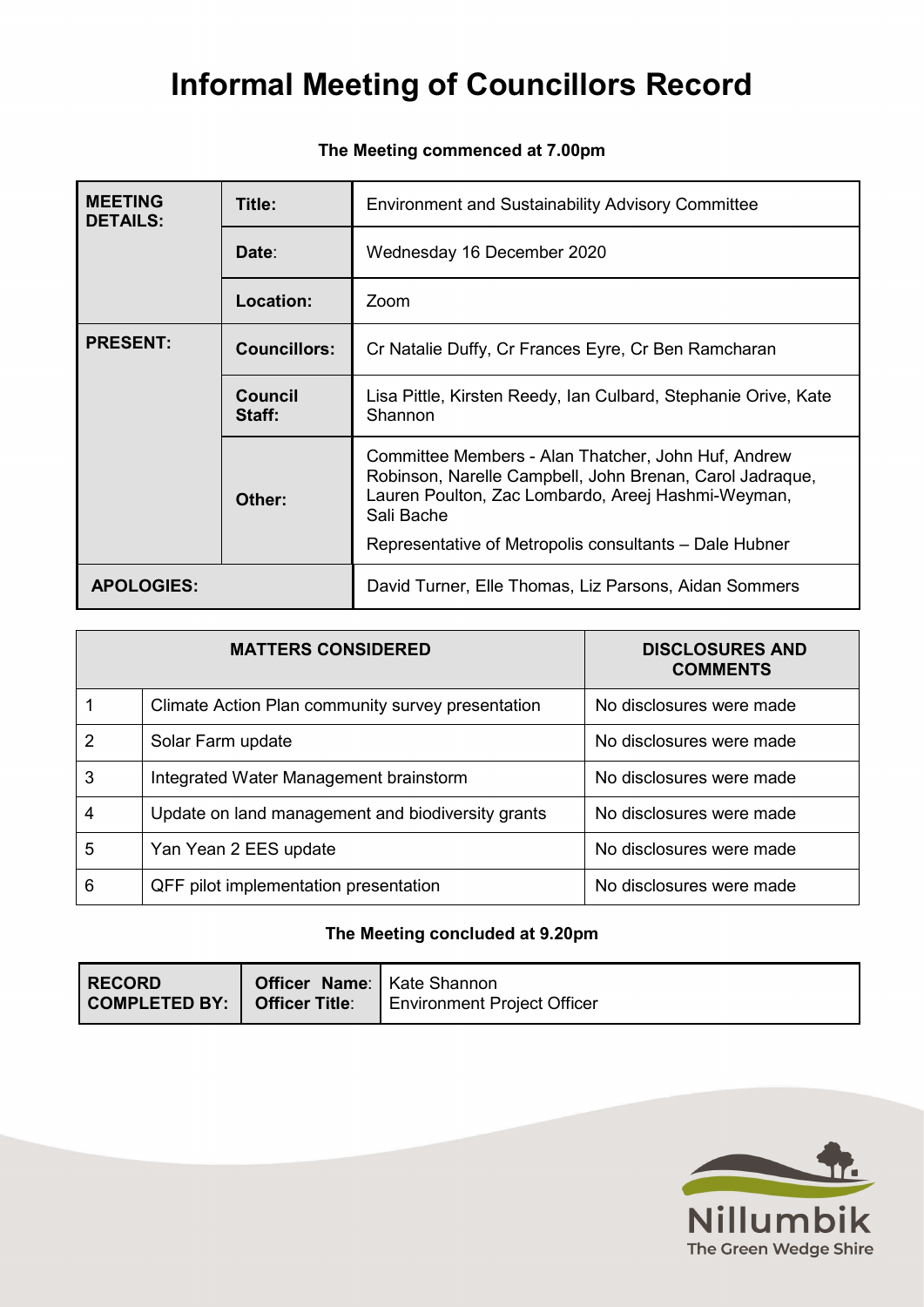# Informal Meeting of Councillors Record

**The Meeting commenced at 7.00pm**

| **MEETING DETAILS:** | **Title:** | Environment and Sustainability Advisory Committee |
|---|---|---|
| | **Date**: | Wednesday 16 December 2020 |
| | **Location:** | Zoom |
| **PRESENT:** | **Councillors:** | Cr Natalie Duffy, Cr Frances Eyre, Cr Ben Ramcharan |
| | **Council Staff:** | Lisa Pittle, Kirsten Reedy, Ian Culbard, Stephanie Orive, Kate Shannon |
| | **Other:** | Committee Members - Alan Thatcher, John Huf, Andrew Robinson, Narelle Campbell, John Brenan, Carol Jadraque, Lauren Poulton, Zac Lombardo, Areej Hashmi-Weyman, Sali Bache<br><br>Representative of Metropolis consultants – Dale Hubner |
| **APOLOGIES:** | | David Turner, Elle Thomas, Liz Parsons, Aidan Sommers |

| **MATTERS CONSIDERED** | | **DISCLOSURES AND COMMENTS** |
|---|---|---|
| 1 | Climate Action Plan community survey presentation | No disclosures were made |
| 2 | Solar Farm update | No disclosures were made |
| 3 | Integrated Water Management brainstorm | No disclosures were made |
| 4 | Update on land management and biodiversity grants | No disclosures were made |
| 5 | Yan Yean 2 EES update | No disclosures were made |
| 6 | QFF pilot implementation presentation | No disclosures were made |

**The Meeting concluded at 9.20pm**

| **RECORD COMPLETED BY:** | **Officer Name**:<br>**Officer Title**: | Kate Shannon<br>Environment Project Officer |
|---|---|---|

Nillumbik
The Green Wedge Shire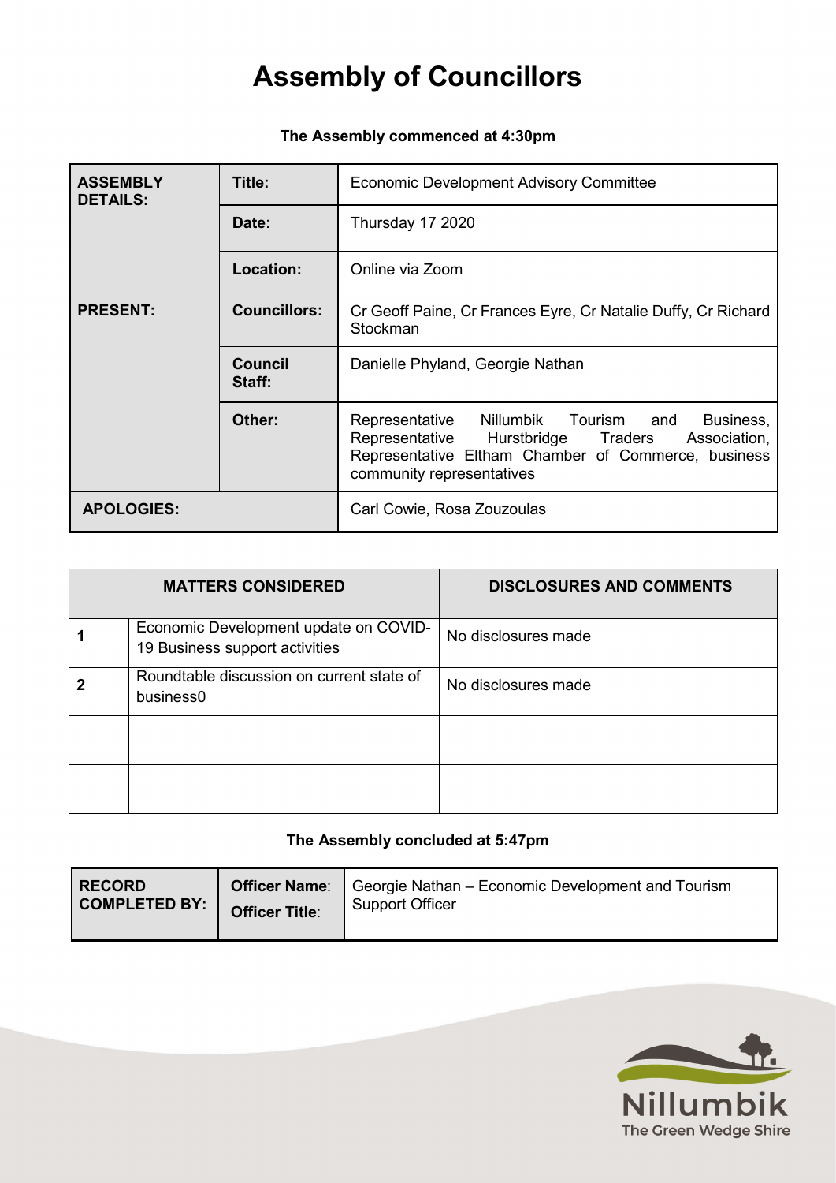# Assembly of Councillors

**The Assembly commenced at 4:30pm**

| | | |
|---|---|---|
| **ASSEMBLY DETAILS:** | **Title:** | Economic Development Advisory Committee |
| | **Date**: | Thursday 17 2020 |
| | **Location:** | Online via Zoom |
| **PRESENT:** | **Councillors:** | Cr Geoff Paine, Cr Frances Eyre, Cr Natalie Duffy, Cr Richard Stockman |
| | **Council Staff:** | Danielle Phyland, Georgie Nathan |
| | **Other:** | Representative Nillumbik Tourism and Business, Representative Hurstbridge Traders Association, Representative Eltham Chamber of Commerce, business community representatives |
| **APOLOGIES:** | | Carl Cowie, Rosa Zouzoulas |

| **MATTERS CONSIDERED** | | **DISCLOSURES AND COMMENTS** |
|---|---|---|
| **1** | Economic Development update on COVID-19 Business support activities | No disclosures made |
| **2** | Roundtable discussion on current state of business0 | No disclosures made |
| | | |
| | | |

**The Assembly concluded at 5:47pm**

| | | |
|---|---|---|
| **RECORD COMPLETED BY:** | **Officer Name**: **Officer Title**: | Georgie Nathan – Economic Development and Tourism Support Officer |

Nillumbik
The Green Wedge Shire